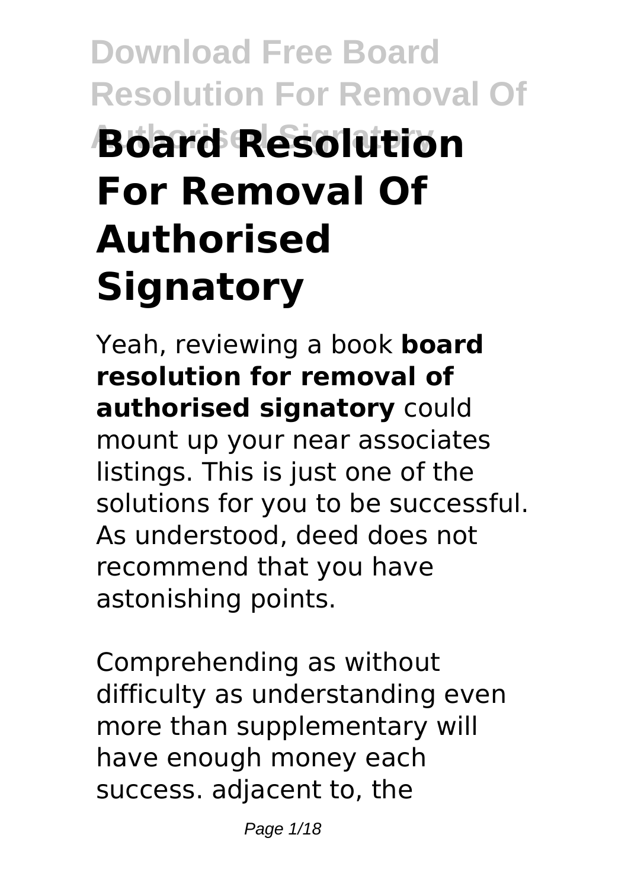# Board Resolution For Removal Of Authorised Signatory

Yeah, reviewing a book **board resolution for removal of authorised signatory** could mount up your near associates listings. This is just one of the solutions for you to be successful. As understood, deed does not recommend that you have astonishing points.

Comprehending as without difficulty as understanding even more than supplementary will have enough money each success. adjacent to, the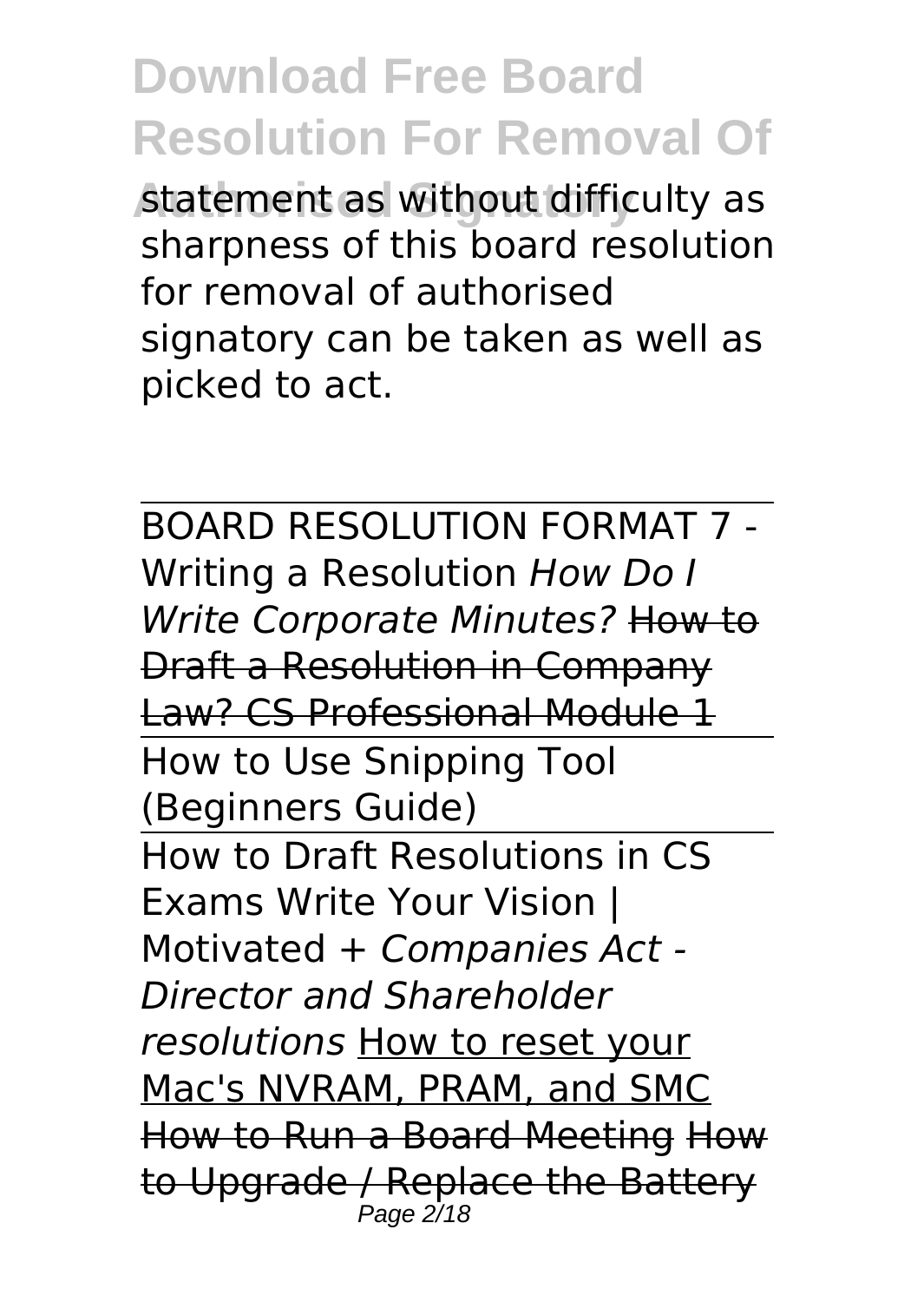statement as without difficulty as sharpness of this board resolution for removal of authorised signatory can be taken as well as picked to act.

BOARD RESOLUTION FORMAT 7 - Writing a Resolution *How Do I Write Corporate Minutes?* How to Draft a Resolution in Company Law? CS Professional Module 1

How to Use Snipping Tool (Beginners Guide)

How to Draft Resolutions in CS Exams Write Your Vision | Motivated + *Companies Act - Director and Shareholder resolutions* How to reset your Mac's NVRAM, PRAM, and SMC How to Run a Board Meeting How to Upgrade / Replace the Battery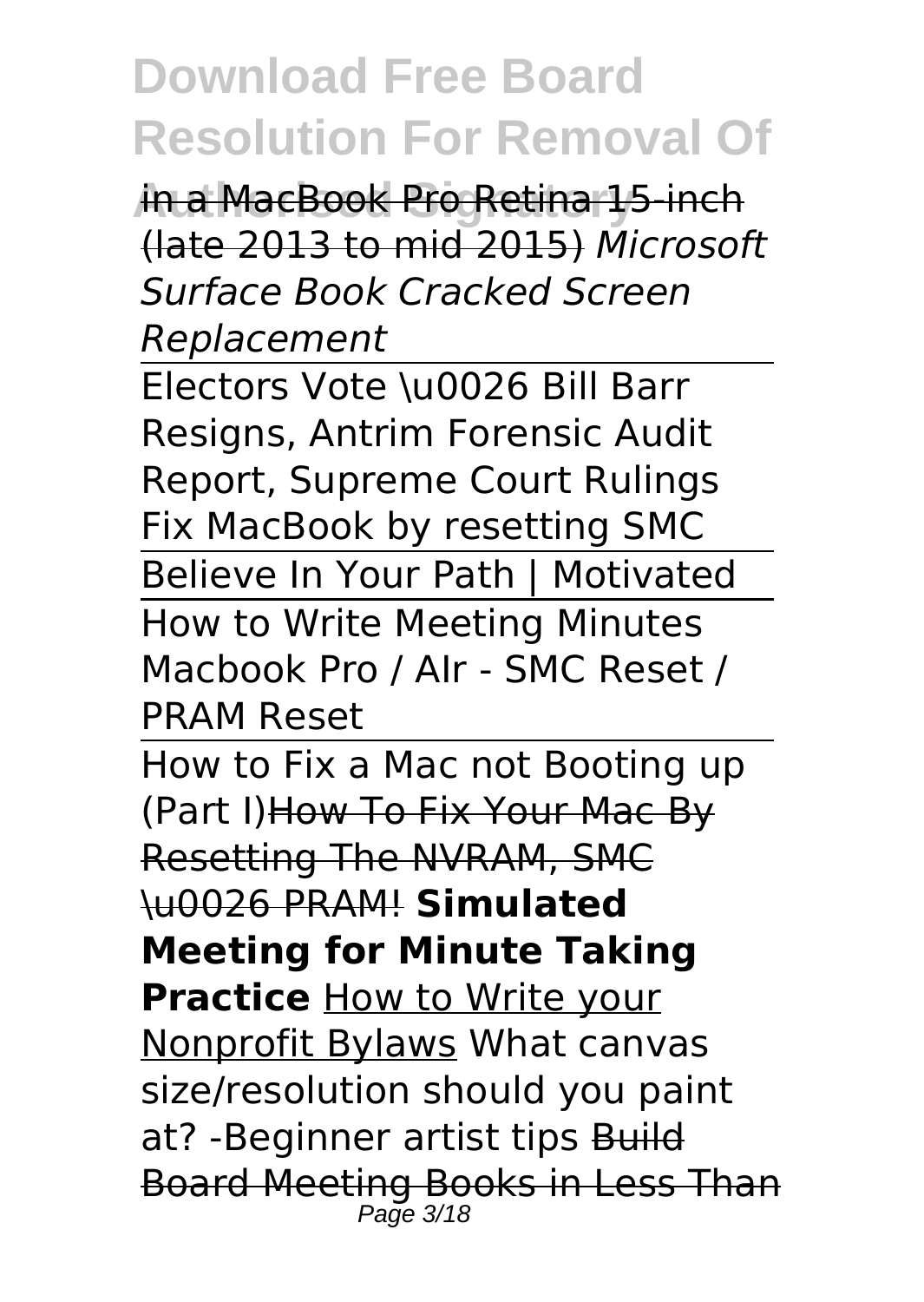in a MacBook Pro Retina 15-inch (late 2013 to mid 2015) *Microsoft Surface Book Cracked Screen Replacement*

Electors Vote \u0026 Bill Barr Resigns, Antrim Forensic Audit Report, Supreme Court Rulings Fix MacBook by resetting SMC

Believe In Your Path | Motivated

How to Write Meeting Minutes Macbook Pro / AIr - SMC Reset / PRAM Reset

How to Fix a Mac not Booting up (Part I) How To Fix Your Mac By Resetting The NVRAM, SMC \u0026 PRAM! **Simulated Meeting for Minute Taking Practice** How to Write your Nonprofit Bylaws What canvas size/resolution should you paint at? -Beginner artist tips Build Board Meeting Books in Less Than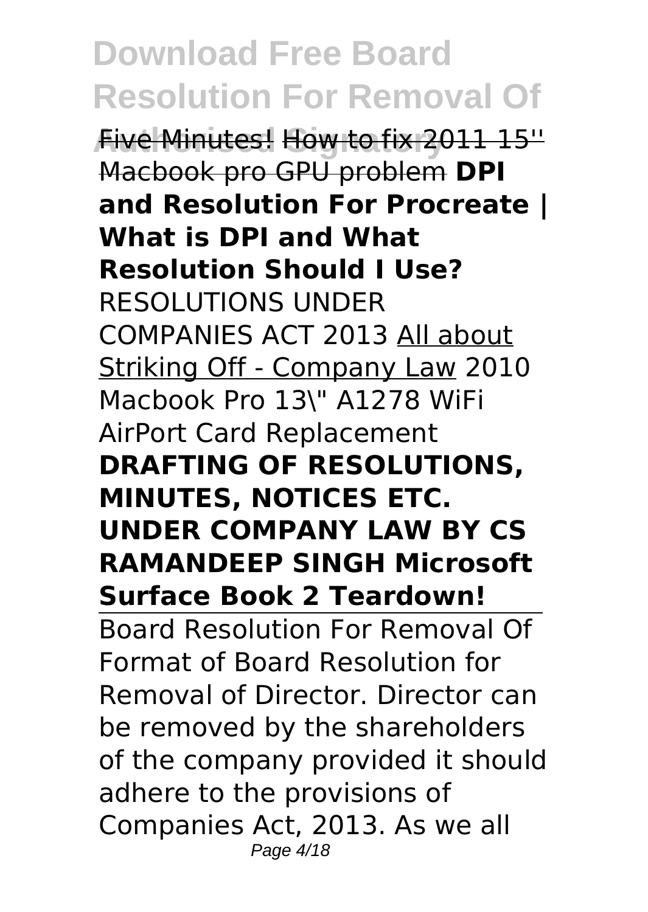~~Five Minutes!~~ ~~How to fix 2011 15'' Macbook pro GPU problem~~ **DPI and Resolution For Procreate | What is DPI and What Resolution Should I Use?** RESOLUTIONS UNDER COMPANIES ACT 2013 All about Striking Off - Company Law 2010 Macbook Pro 13\" A1278 WiFi AirPort Card Replacement **DRAFTING OF RESOLUTIONS, MINUTES, NOTICES ETC. UNDER COMPANY LAW BY CS RAMANDEEP SINGH Microsoft Surface Book 2 Teardown!**

Board Resolution For Removal Of

Format of Board Resolution for Removal of Director. Director can be removed by the shareholders of the company provided it should adhere to the provisions of Companies Act, 2013. As we all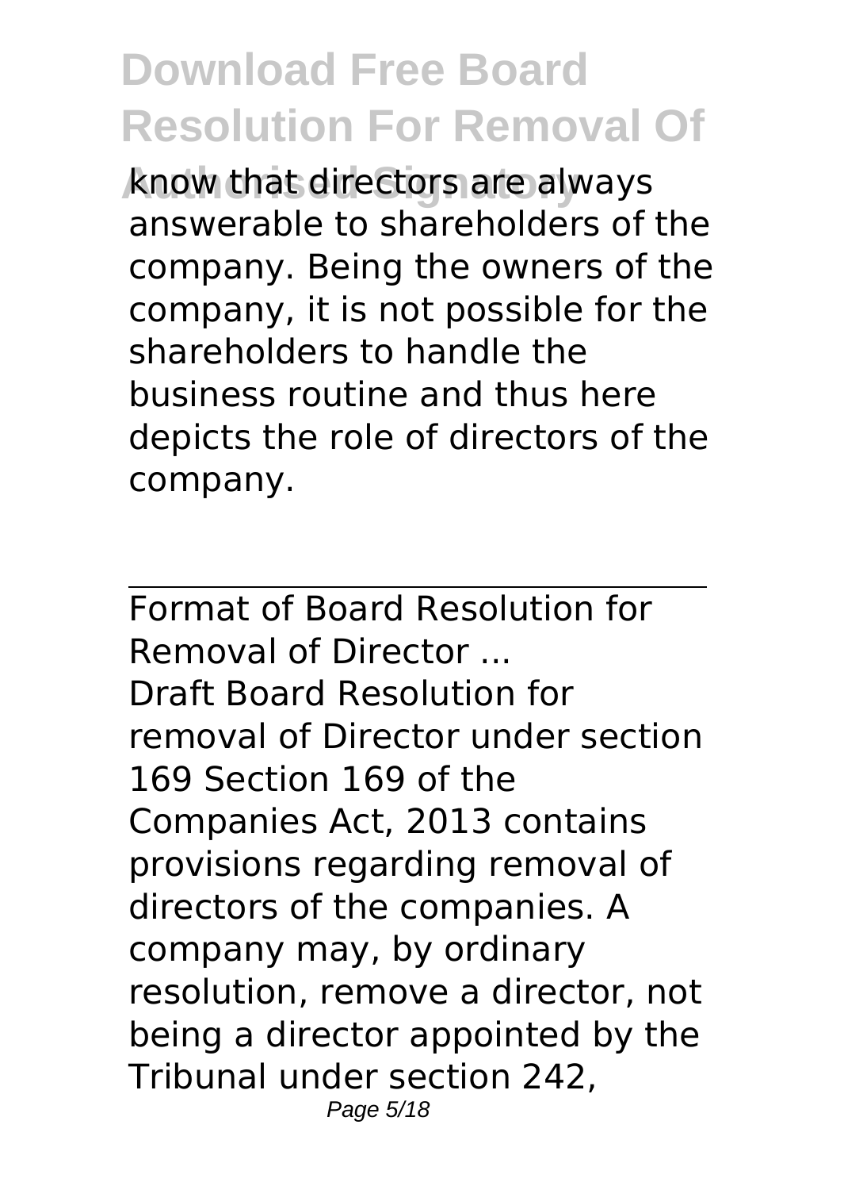know that directors are always answerable to shareholders of the company. Being the owners of the company, it is not possible for the shareholders to handle the business routine and thus here depicts the role of directors of the company.

---

Format of Board Resolution for Removal of Director ...

Draft Board Resolution for removal of Director under section 169 Section 169 of the Companies Act, 2013 contains provisions regarding removal of directors of the companies. A company may, by ordinary resolution, remove a director, not being a director appointed by the Tribunal under section 242,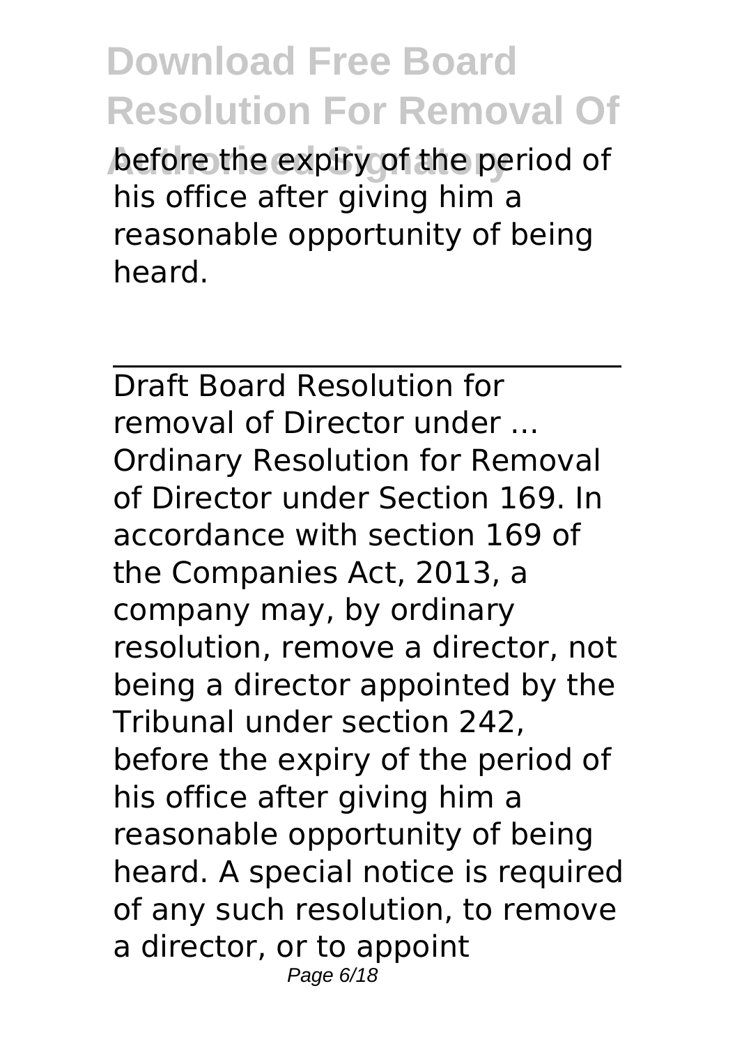before the expiry of the period of his office after giving him a reasonable opportunity of being heard.

---

Draft Board Resolution for removal of Director under ...

Ordinary Resolution for Removal of Director under Section 169. In accordance with section 169 of the Companies Act, 2013, a company may, by ordinary resolution, remove a director, not being a director appointed by the Tribunal under section 242, before the expiry of the period of his office after giving him a reasonable opportunity of being heard. A special notice is required of any such resolution, to remove a director, or to appoint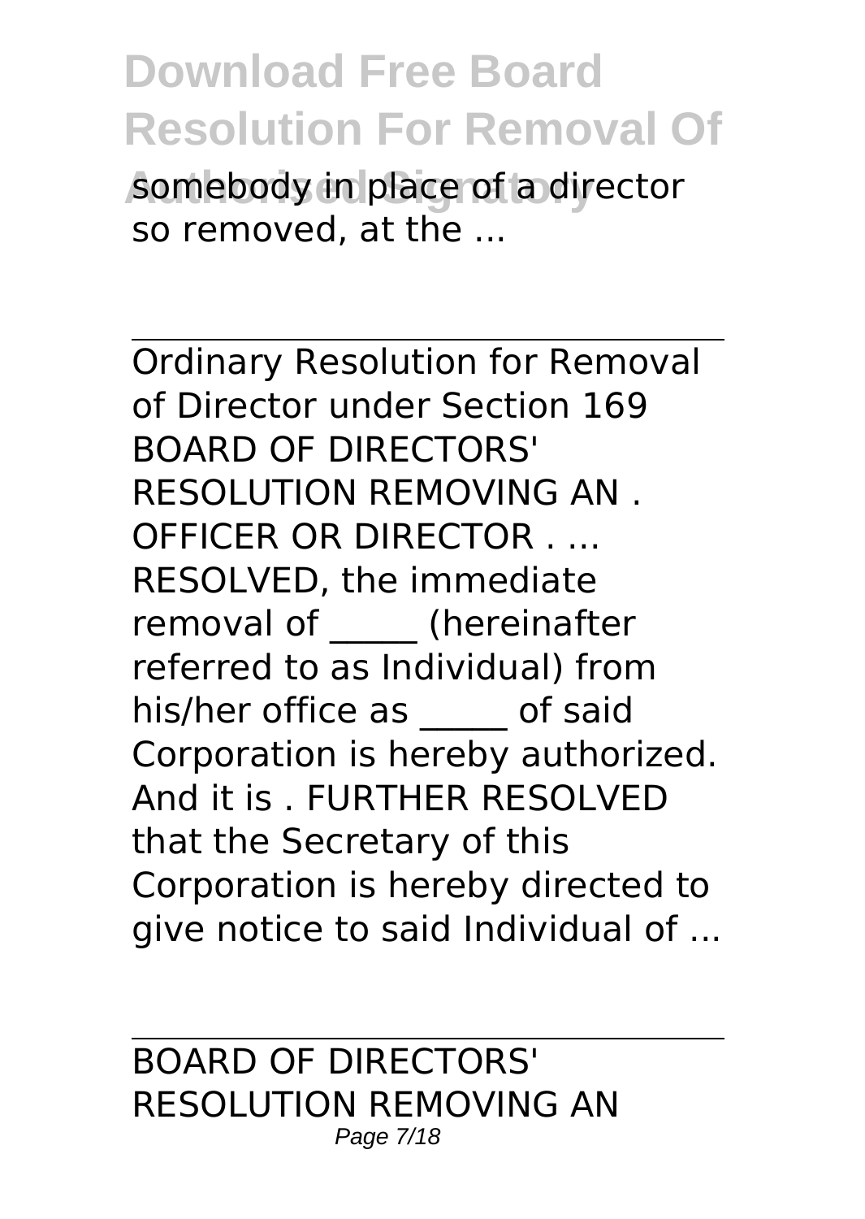somebody in place of a director so removed, at the ...

---

Ordinary Resolution for Removal of Director under Section 169 BOARD OF DIRECTORS' RESOLUTION REMOVING AN . OFFICER OR DIRECTOR . ... RESOLVED, the immediate removal of _____ (hereinafter referred to as Individual) from his/her office as _____ of said Corporation is hereby authorized. And it is . FURTHER RESOLVED that the Secretary of this Corporation is hereby directed to give notice to said Individual of ...

---

BOARD OF DIRECTORS' RESOLUTION REMOVING AN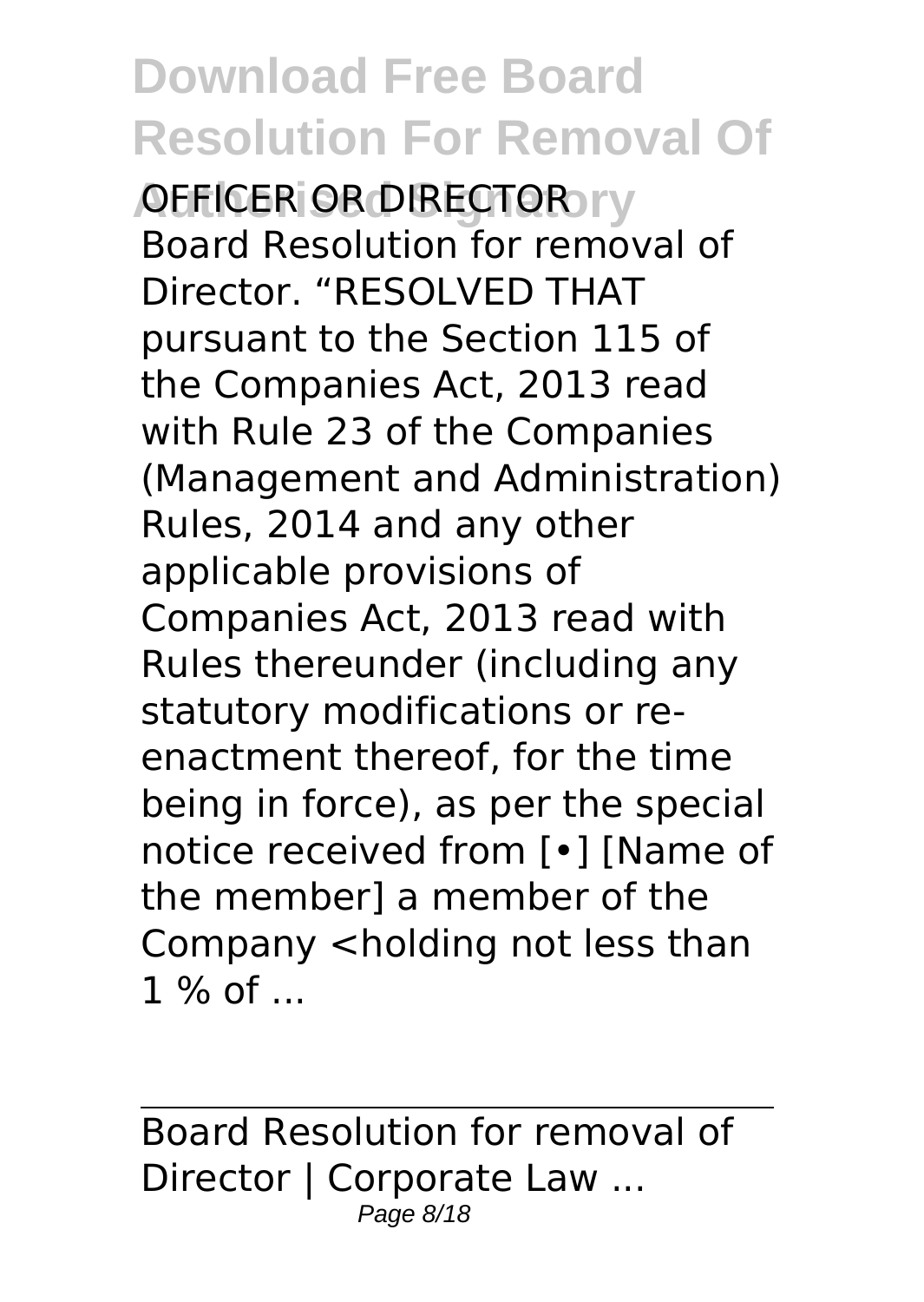OFFICER OR DIRECTOR Board Resolution for removal of Director. "RESOLVED THAT pursuant to the Section 115 of the Companies Act, 2013 read with Rule 23 of the Companies (Management and Administration) Rules, 2014 and any other applicable provisions of Companies Act, 2013 read with Rules thereunder (including any statutory modifications or re-enactment thereof, for the time being in force), as per the special notice received from [•] [Name of the member] a member of the Company <holding not less than 1 % of ...

Board Resolution for removal of Director | Corporate Law ...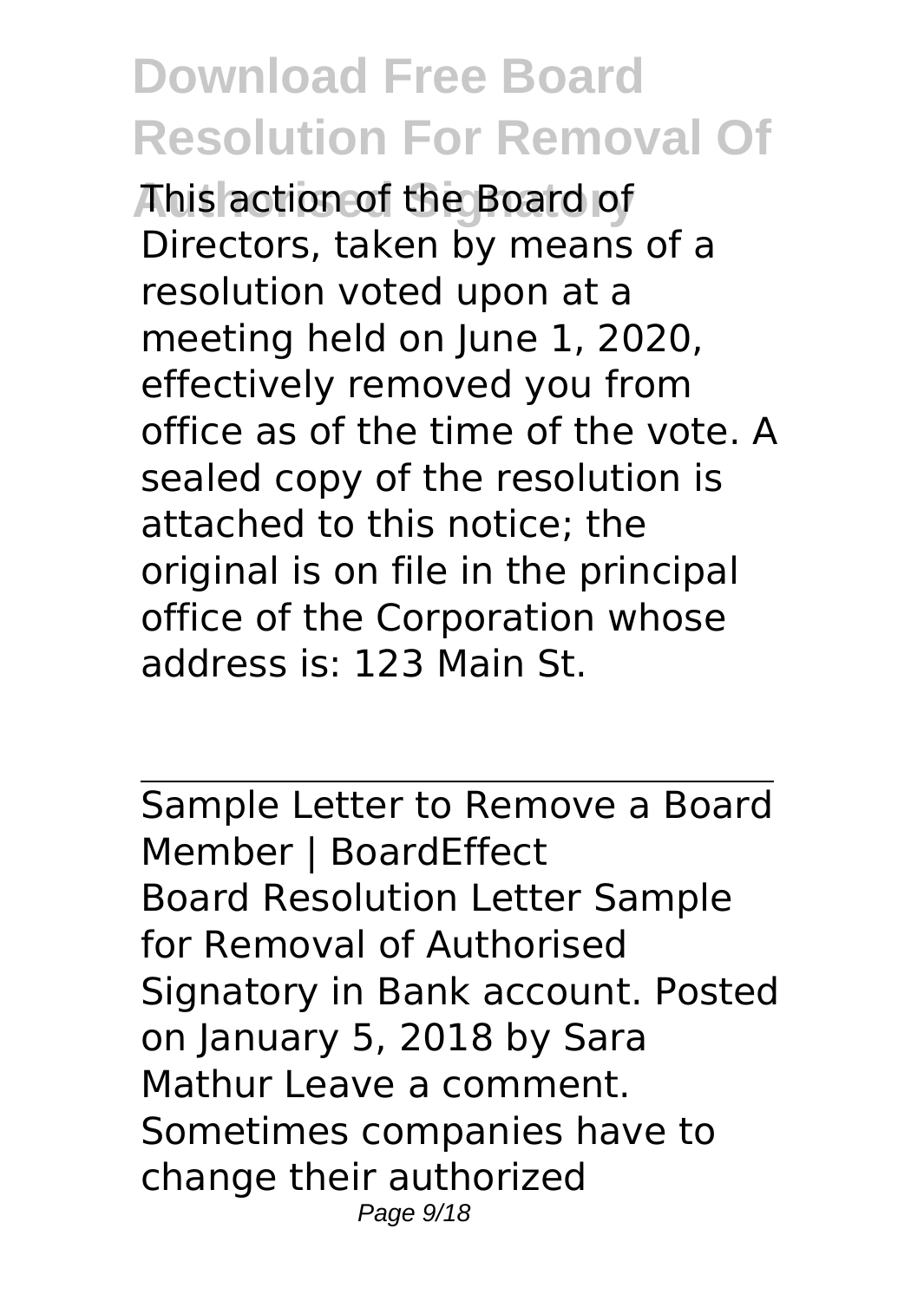This action of the Board of Directors, taken by means of a resolution voted upon at a meeting held on June 1, 2020, effectively removed you from office as of the time of the vote. A sealed copy of the resolution is attached to this notice; the original is on file in the principal office of the Corporation whose address is: 123 Main St.

---

Sample Letter to Remove a Board Member | BoardEffect

Board Resolution Letter Sample for Removal of Authorised Signatory in Bank account. Posted on January 5, 2018 by Sara Mathur Leave a comment. Sometimes companies have to change their authorized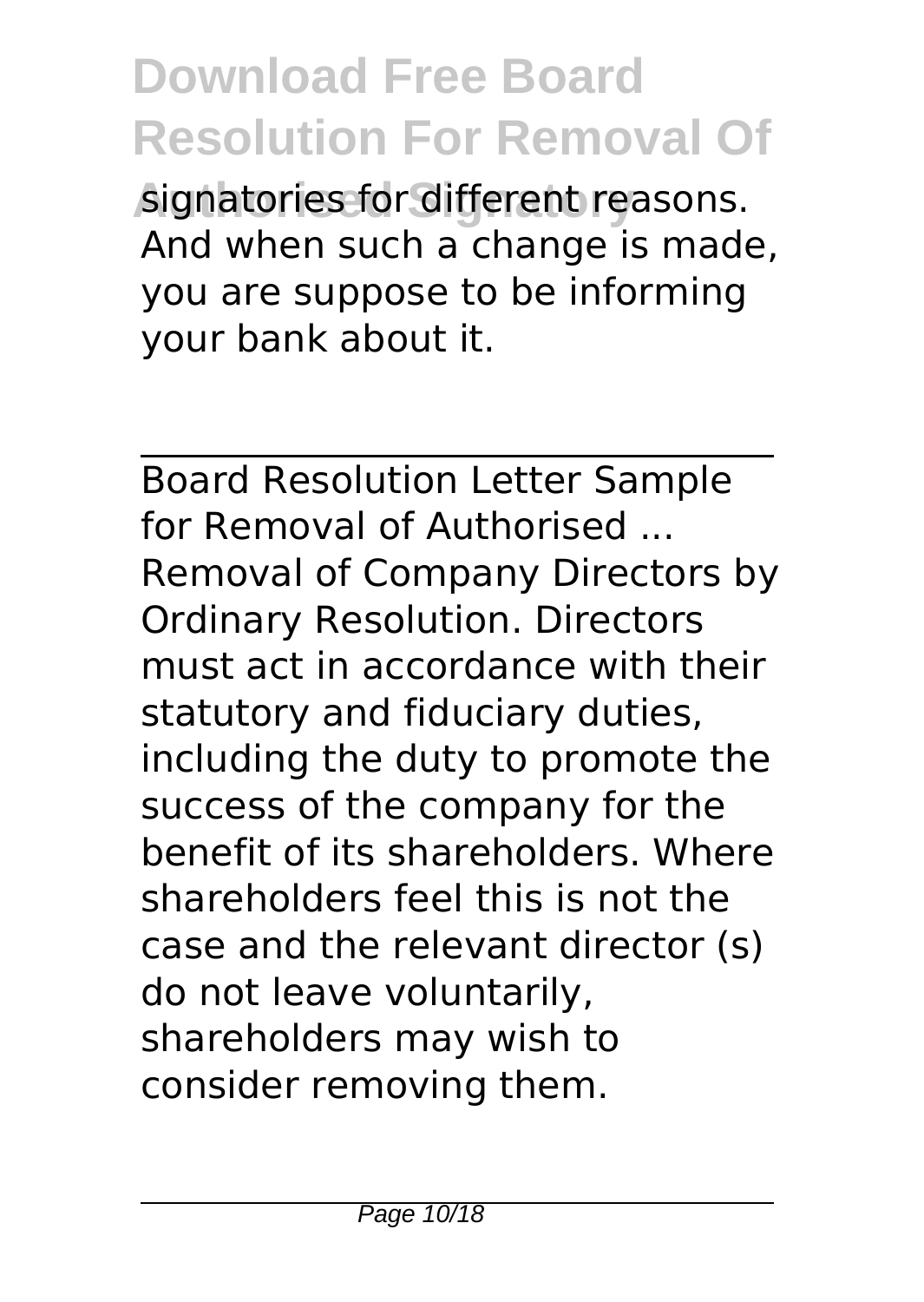signatories for different reasons. And when such a change is made, you are suppose to be informing your bank about it.

---

Board Resolution Letter Sample for Removal of Authorised ...

Removal of Company Directors by Ordinary Resolution. Directors must act in accordance with their statutory and fiduciary duties, including the duty to promote the success of the company for the benefit of its shareholders. Where shareholders feel this is not the case and the relevant director (s) do not leave voluntarily, shareholders may wish to consider removing them.

---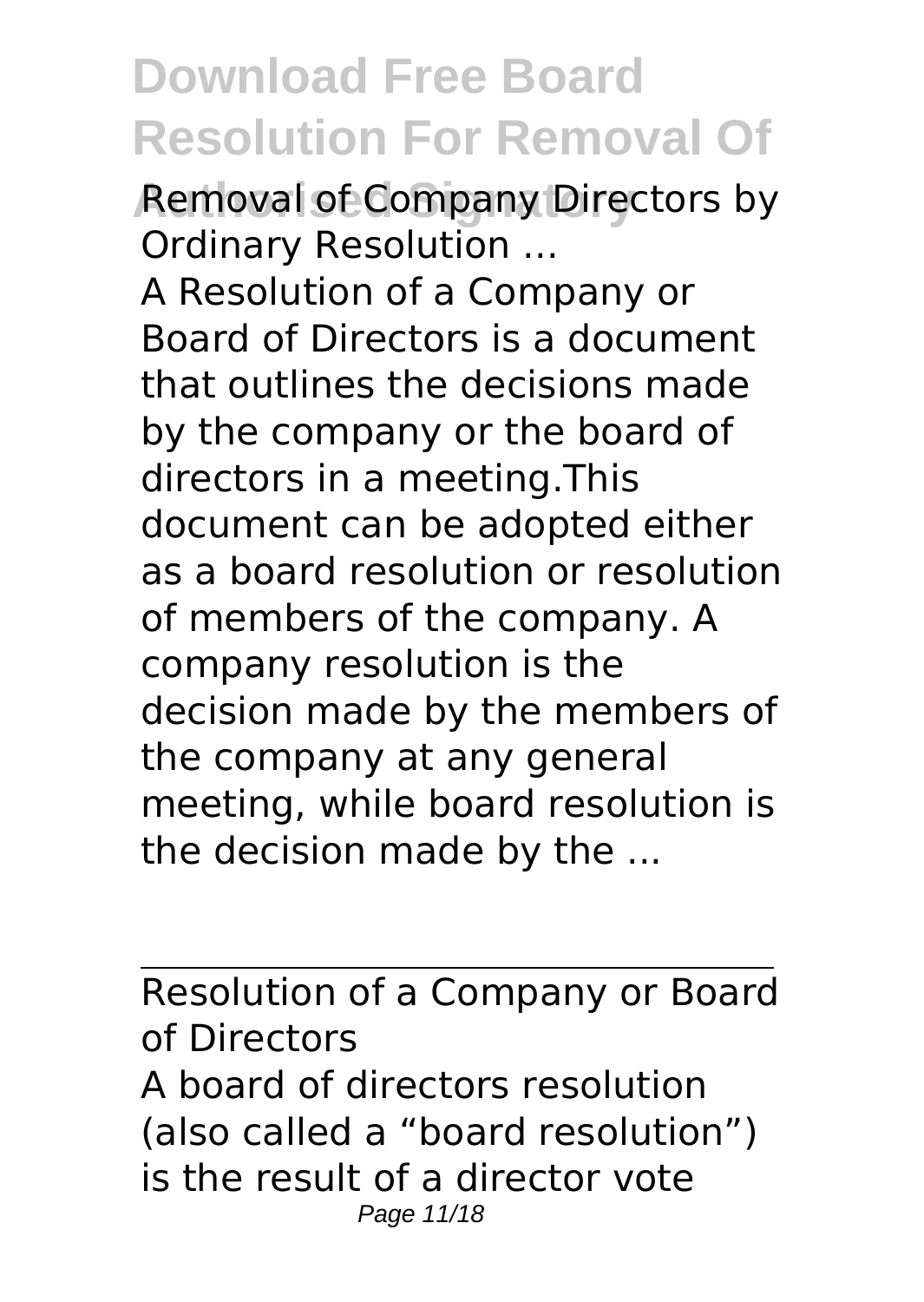Removal of Company Directors by Ordinary Resolution ...

A Resolution of a Company or Board of Directors is a document that outlines the decisions made by the company or the board of directors in a meeting.This document can be adopted either as a board resolution or resolution of members of the company. A company resolution is the decision made by the members of the company at any general meeting, while board resolution is the decision made by the ...

---

Resolution of a Company or Board of Directors

A board of directors resolution (also called a "board resolution") is the result of a director vote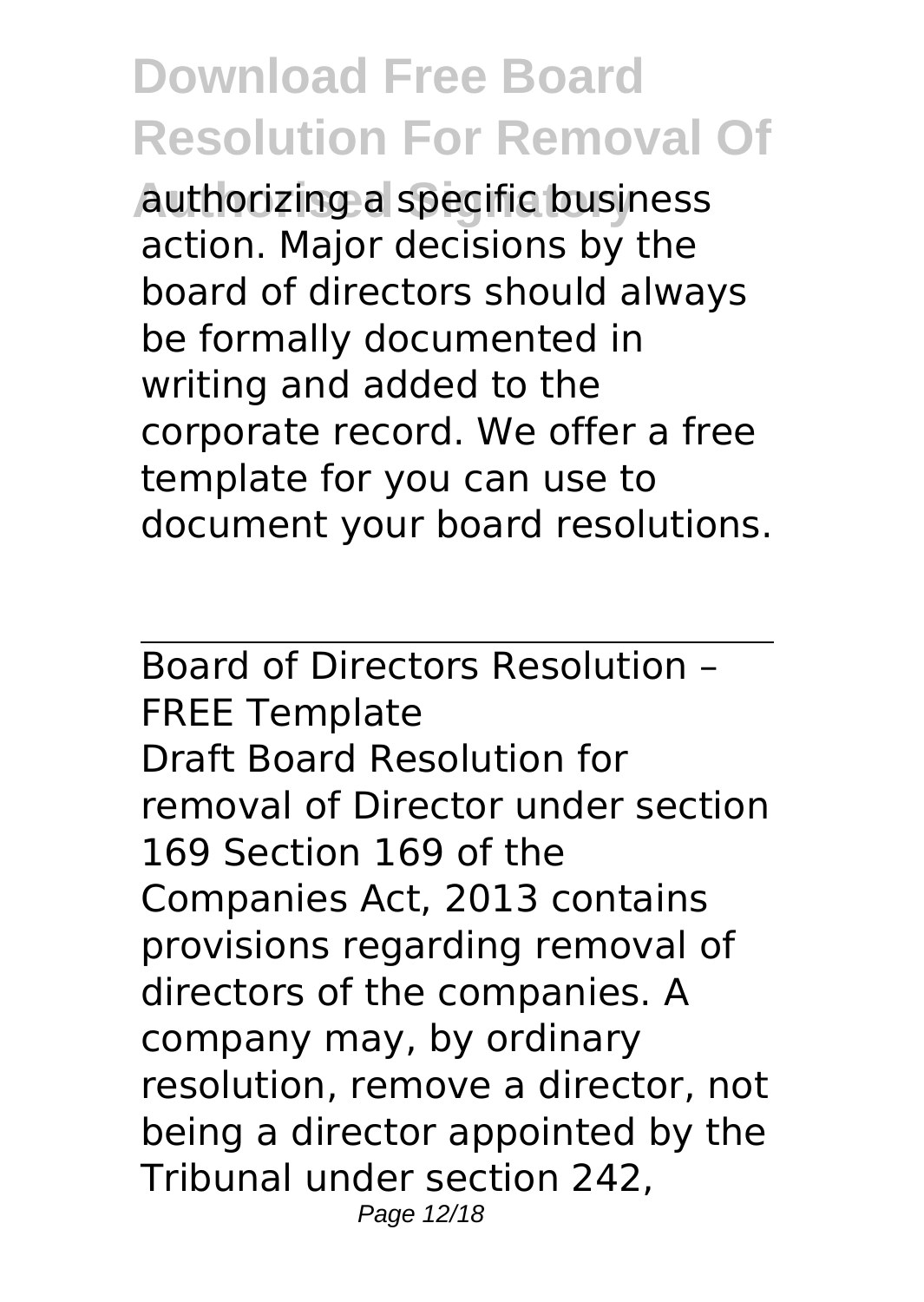authorizing a specific business action. Major decisions by the board of directors should always be formally documented in writing and added to the corporate record. We offer a free template for you can use to document your board resolutions.

Board of Directors Resolution – FREE Template

Draft Board Resolution for removal of Director under section 169 Section 169 of the Companies Act, 2013 contains provisions regarding removal of directors of the companies. A company may, by ordinary resolution, remove a director, not being a director appointed by the Tribunal under section 242,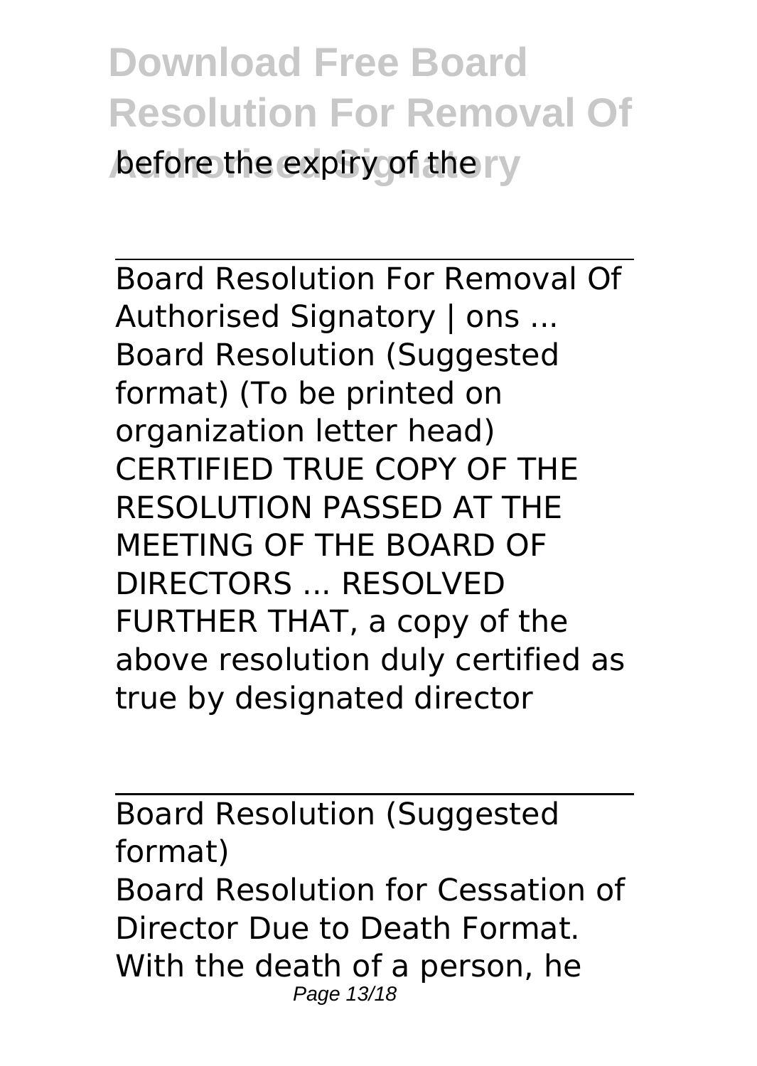before the expiry of the

---

Board Resolution For Removal Of Authorised Signatory | ons ...
Board Resolution (Suggested format) (To be printed on organization letter head) CERTIFIED TRUE COPY OF THE RESOLUTION PASSED AT THE MEETING OF THE BOARD OF DIRECTORS ... RESOLVED FURTHER THAT, a copy of the above resolution duly certified as true by designated director

---

Board Resolution (Suggested format)
Board Resolution for Cessation of Director Due to Death Format. With the death of a person, he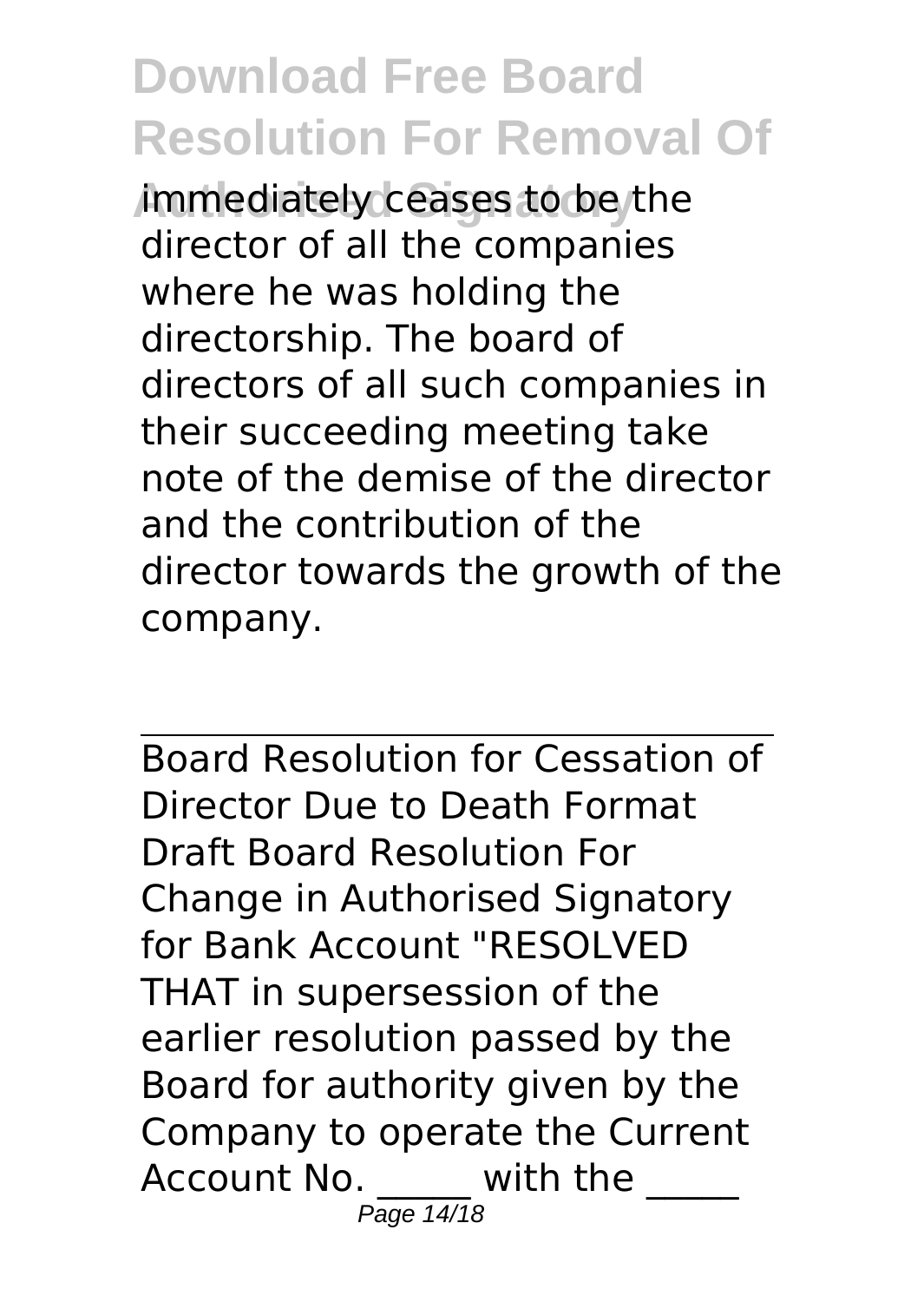immediately ceases to be the director of all the companies where he was holding the directorship. The board of directors of all such companies in their succeeding meeting take note of the demise of the director and the contribution of the director towards the growth of the company.

---

Board Resolution for Cessation of Director Due to Death Format

Draft Board Resolution For Change in Authorised Signatory for Bank Account "RESOLVED THAT in supersession of the earlier resolution passed by the Board for authority given by the Company to operate the Current Account No. _____ with the _____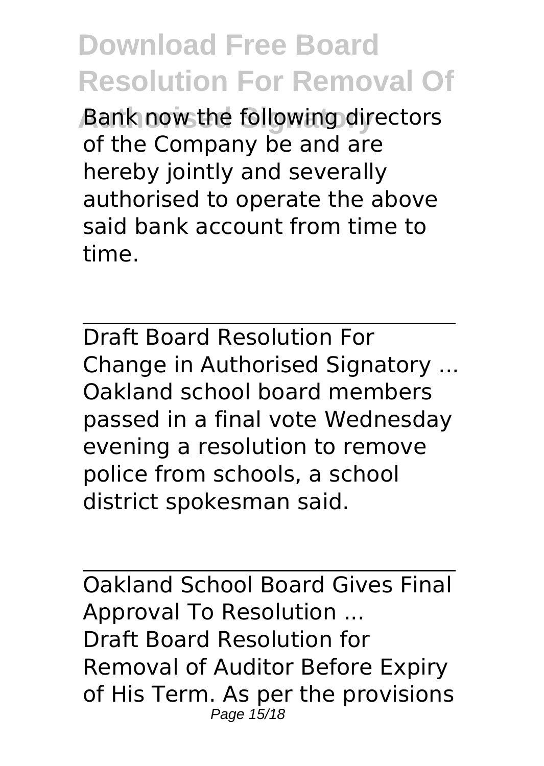Bank now the following directors of the Company be and are hereby jointly and severally authorised to operate the above said bank account from time to time.

---

Draft Board Resolution For Change in Authorised Signatory ...

Oakland school board members passed in a final vote Wednesday evening a resolution to remove police from schools, a school district spokesman said.

---

Oakland School Board Gives Final Approval To Resolution ...

Draft Board Resolution for Removal of Auditor Before Expiry of His Term. As per the provisions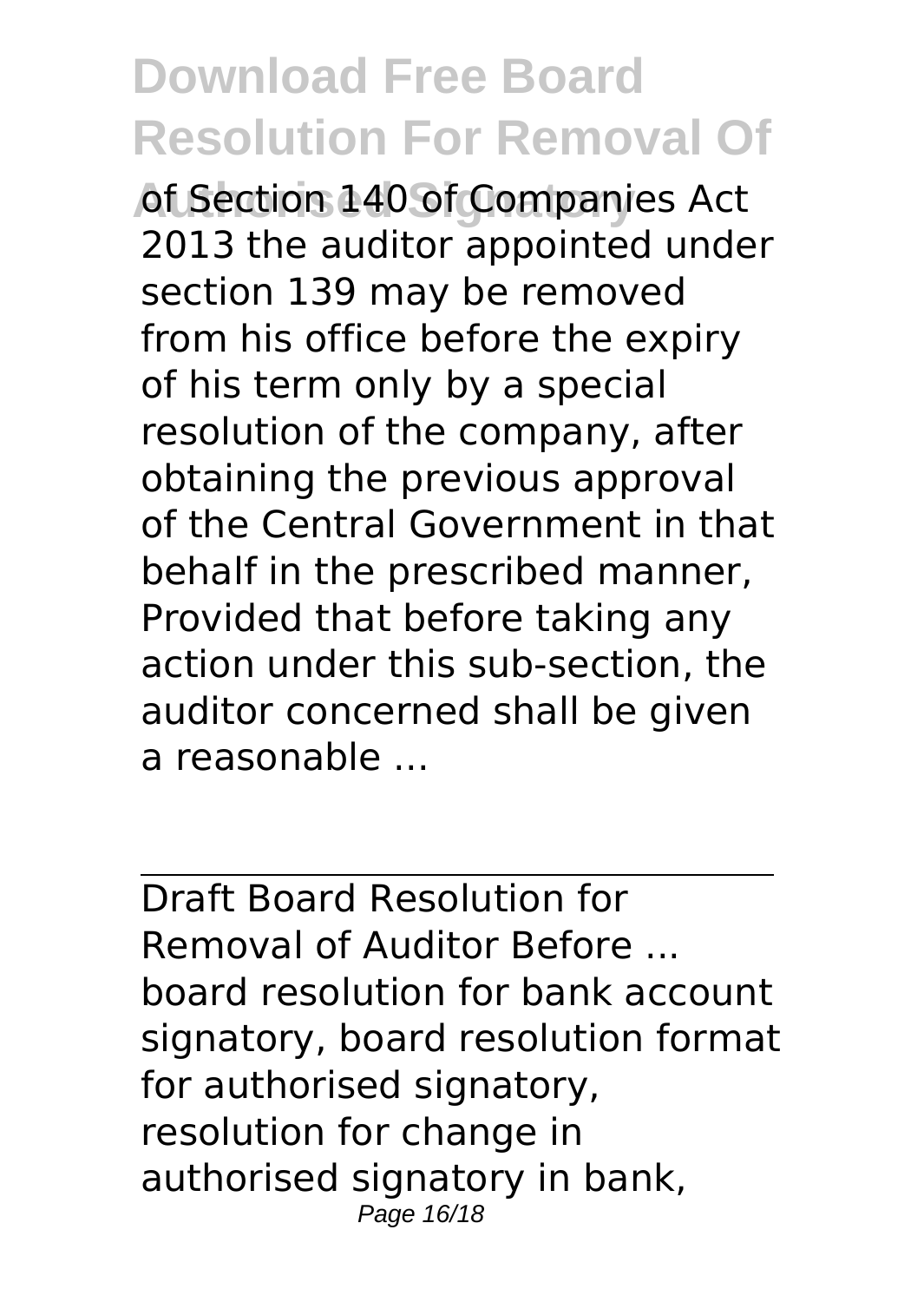of Section 140 of Companies Act 2013 the auditor appointed under section 139 may be removed from his office before the expiry of his term only by a special resolution of the company, after obtaining the previous approval of the Central Government in that behalf in the prescribed manner, Provided that before taking any action under this sub-section, the auditor concerned shall be given a reasonable ...

---

Draft Board Resolution for Removal of Auditor Before ...

board resolution for bank account signatory, board resolution format for authorised signatory, resolution for change in authorised signatory in bank,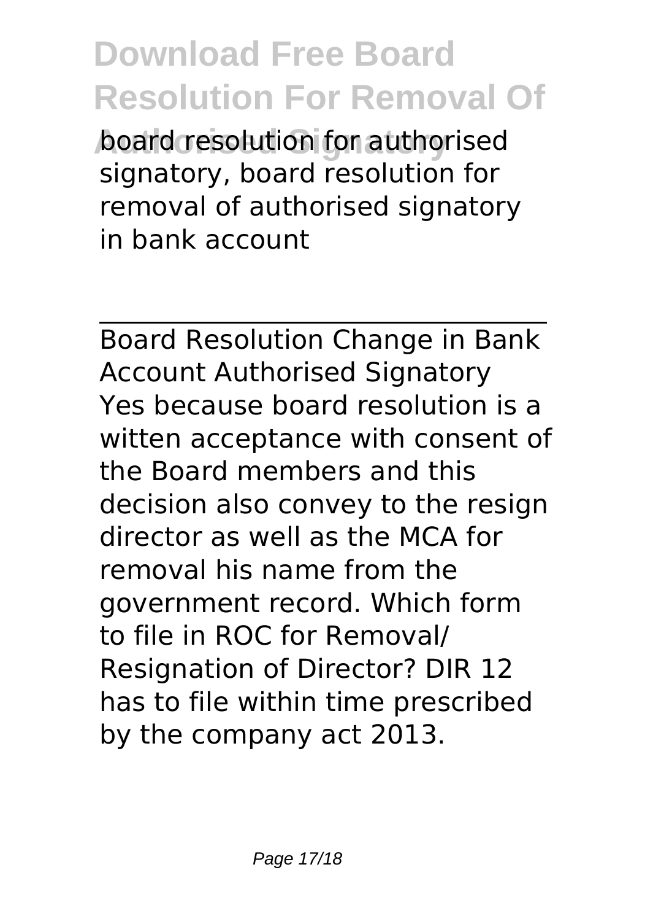board resolution for authorised signatory, board resolution for removal of authorised signatory in bank account

---

Board Resolution Change in Bank Account Authorised Signatory

Yes because board resolution is a witten acceptance with consent of the Board members and this decision also convey to the resign director as well as the MCA for removal his name from the government record. Which form to file in ROC for Removal/ Resignation of Director? DIR 12 has to file within time prescribed by the company act 2013.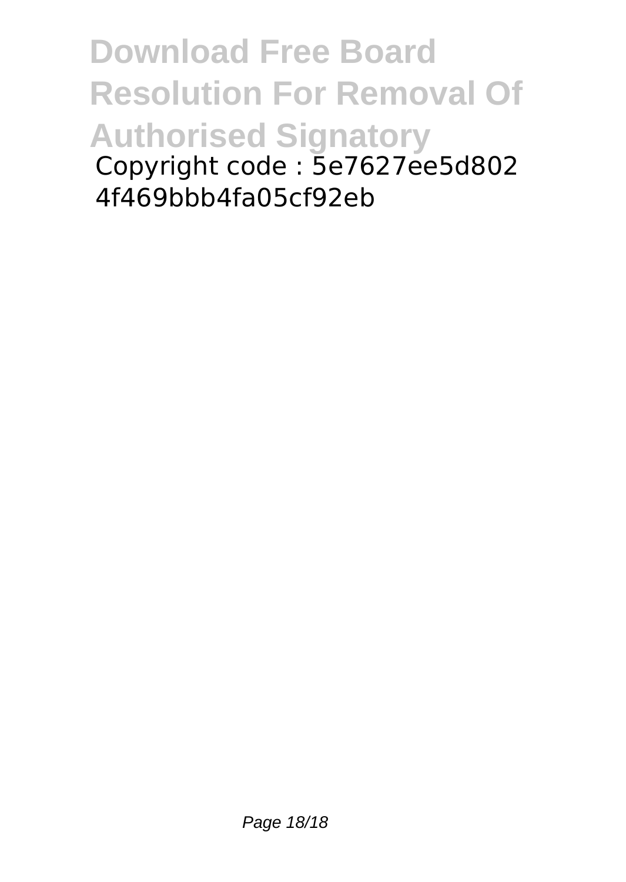Copyright code : 5e7627ee5d8024f469bbb4fa05cf92eb